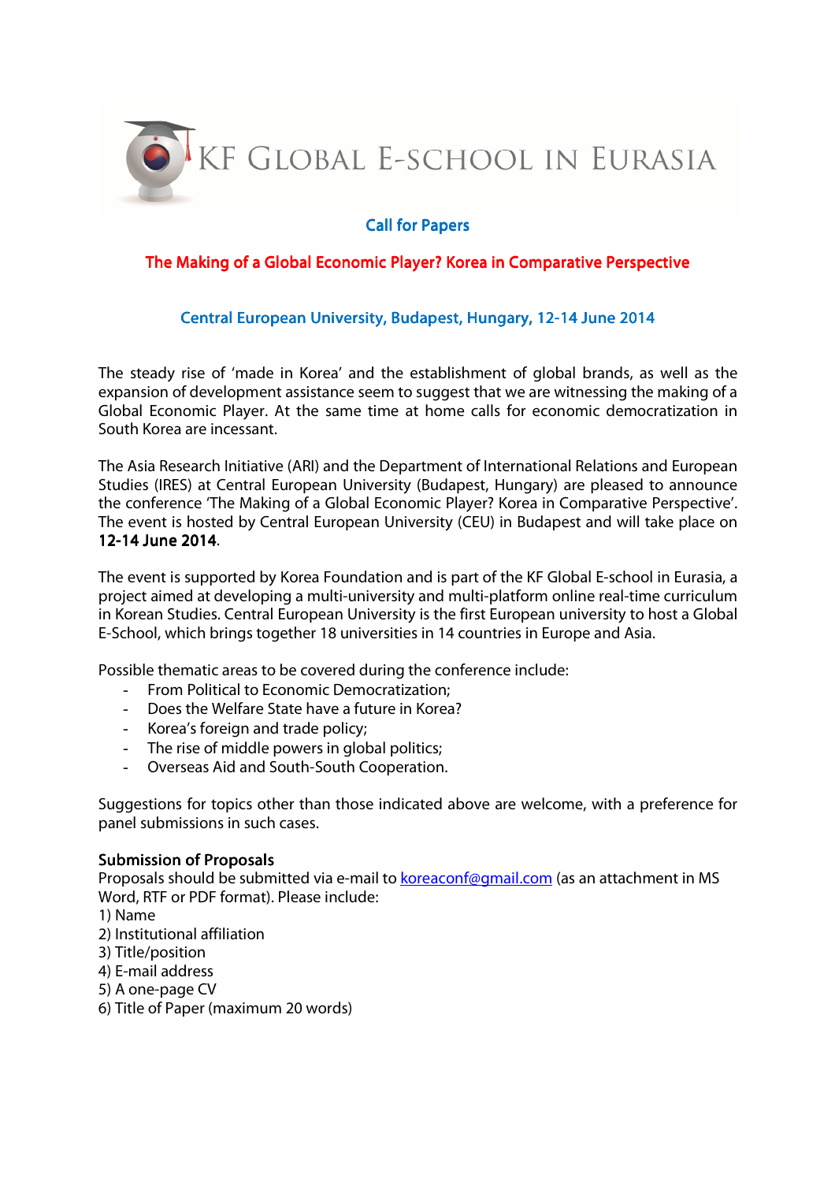# KF Global E-school in Eurasia

## Call for Papers

## The Making of a Global Economic Player? Korea in Comparative Perspective

### Central European University, Budapest, Hungary, 12-14 June 2014

The steady rise of 'made in Korea' and the establishment of global brands, as well as the expansion of development assistance seem to suggest that we are witnessing the making of a Global Economic Player. At the same time at home calls for economic democratization in South Korea are incessant.

The Asia Research Initiative (ARI) and the Department of International Relations and European Studies (IRES) at Central European University (Budapest, Hungary) are pleased to announce the conference 'The Making of a Global Economic Player? Korea in Comparative Perspective'. The event is hosted by Central European University (CEU) in Budapest and will take place on **12-14 June 2014**.

The event is supported by Korea Foundation and is part of the KF Global E-school in Eurasia, a project aimed at developing a multi-university and multi-platform online real-time curriculum in Korean Studies. Central European University is the first European university to host a Global E-School, which brings together 18 universities in 14 countries in Europe and Asia.

Possible thematic areas to be covered during the conference include:

- From Political to Economic Democratization;
- Does the Welfare State have a future in Korea?
- Korea's foreign and trade policy;
- The rise of middle powers in global politics;
- Overseas Aid and South-South Cooperation.

Suggestions for topics other than those indicated above are welcome, with a preference for panel submissions in such cases.

**Submission of Proposals**

Proposals should be submitted via e-mail to koreaconf@gmail.com (as an attachment in MS Word, RTF or PDF format). Please include:

1) Name
2) Institutional affiliation
3) Title/position
4) E-mail address
5) A one-page CV
6) Title of Paper (maximum 20 words)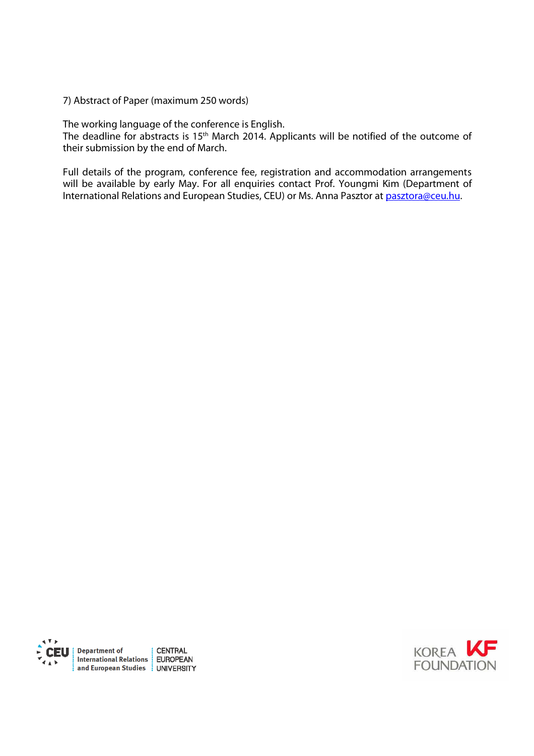7) Abstract of Paper (maximum 250 words)

The working language of the conference is English.
The deadline for abstracts is 15th March 2014. Applicants will be notified of the outcome of their submission by the end of March.

Full details of the program, conference fee, registration and accommodation arrangements will be available by early May. For all enquiries contact Prof. Youngmi Kim (Department of International Relations and European Studies, CEU) or Ms. Anna Pasztor at pasztora@ceu.hu.

CEU Department of International Relations and European Studies | CENTRAL EUROPEAN UNIVERSITY

KOREA FOUNDATION